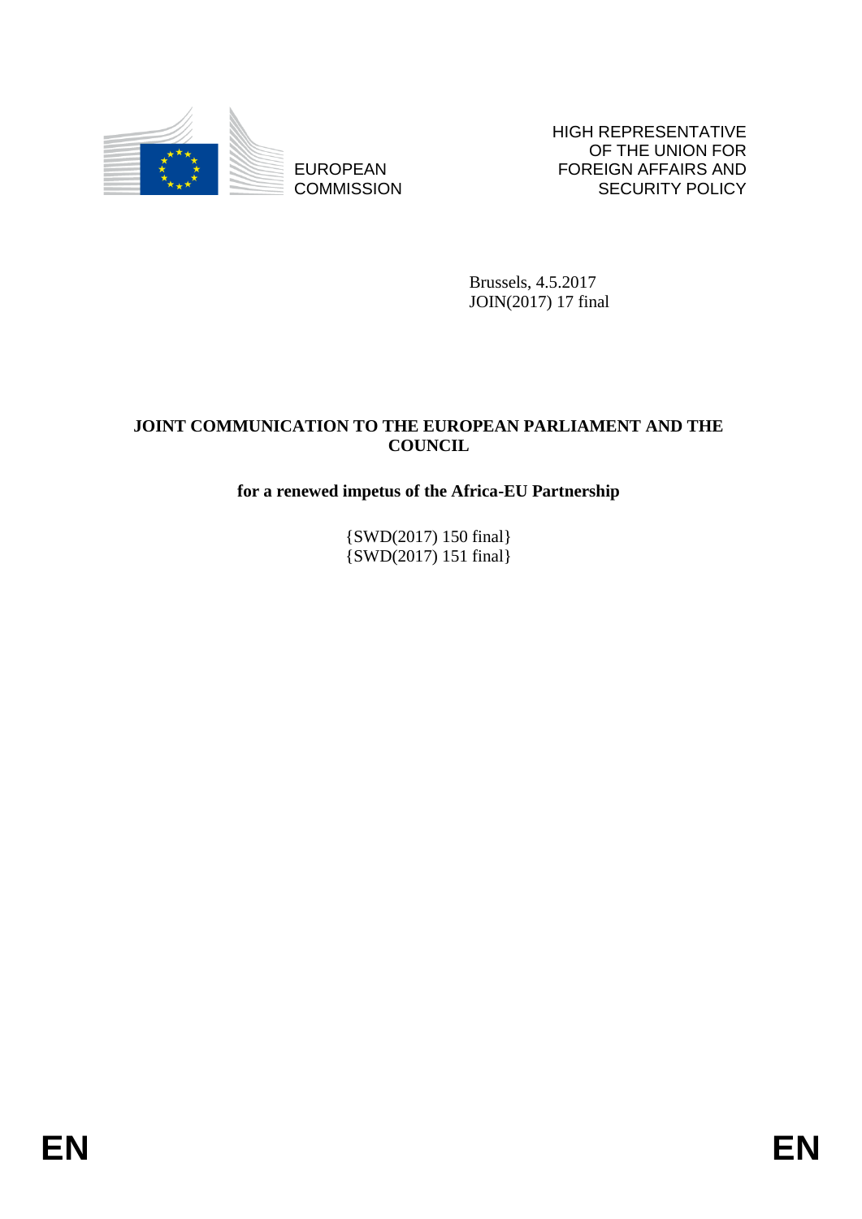EUROPEAN COMMISSION

HIGH REPRESENTATIVE OF THE UNION FOR FOREIGN AFFAIRS AND SECURITY POLICY

Brussels, 4.5.2017
JOIN(2017) 17 final

**JOINT COMMUNICATION TO THE EUROPEAN PARLIAMENT AND THE COUNCIL**

**for a renewed impetus of the Africa-EU Partnership**

{SWD(2017) 150 final}
{SWD(2017) 151 final}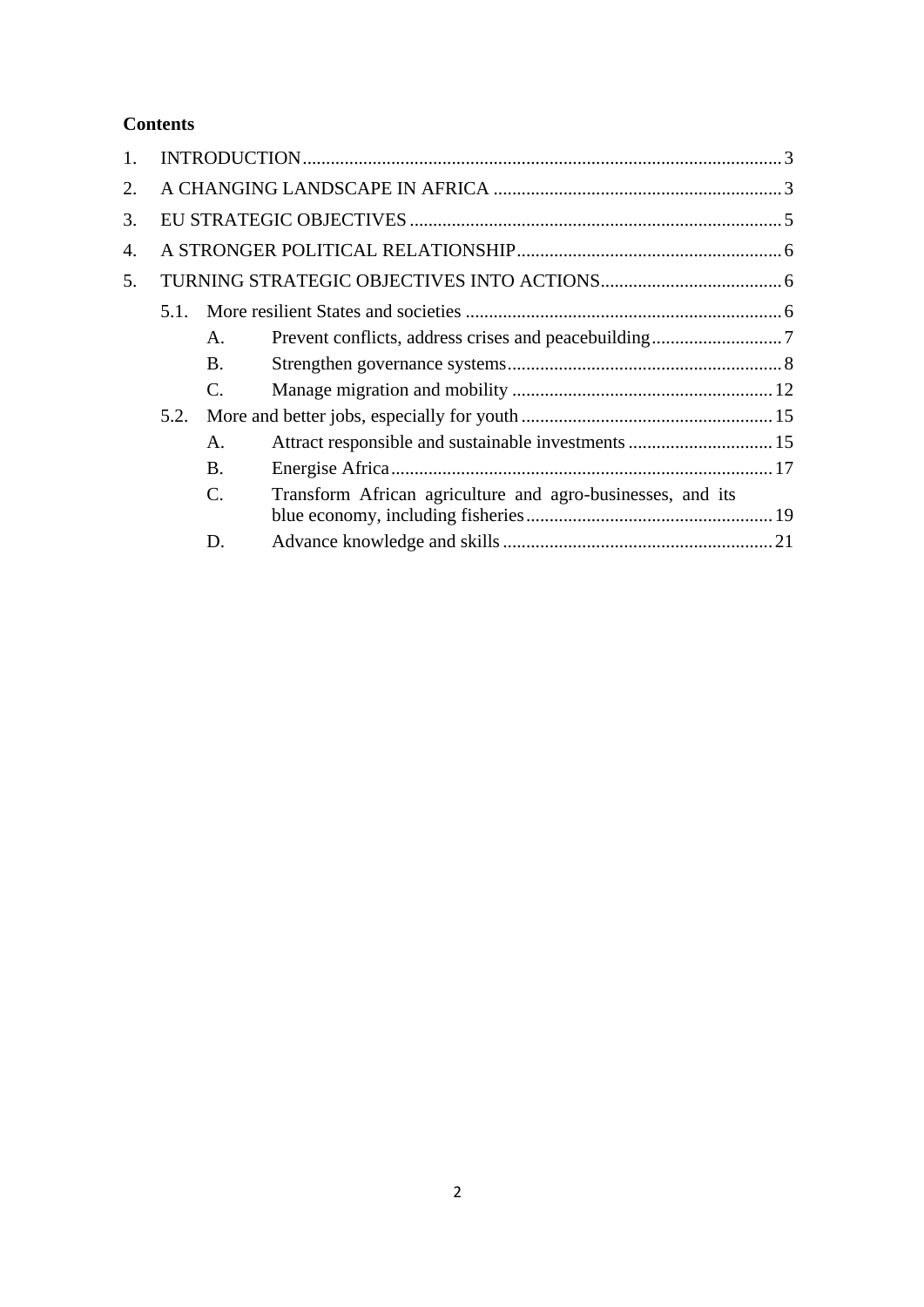**Contents**

1. INTRODUCTION ........................................ 3
2. A CHANGING LANDSCAPE IN AFRICA ........................................ 3
3. EU STRATEGIC OBJECTIVES ........................................ 5
4. A STRONGER POLITICAL RELATIONSHIP ........................................ 6
5. TURNING STRATEGIC OBJECTIVES INTO ACTIONS ........................................ 6
   - 5.1. More resilient States and societies ........................................ 6
     - A. Prevent conflicts, address crises and peacebuilding ........................................ 7
     - B. Strengthen governance systems ........................................ 8
     - C. Manage migration and mobility ........................................ 12
   - 5.2. More and better jobs, especially for youth ........................................ 15
     - A. Attract responsible and sustainable investments ........................................ 15
     - B. Energise Africa ........................................ 17
     - C. Transform African agriculture and agro-businesses, and its blue economy, including fisheries ........................................ 19
     - D. Advance knowledge and skills ........................................ 21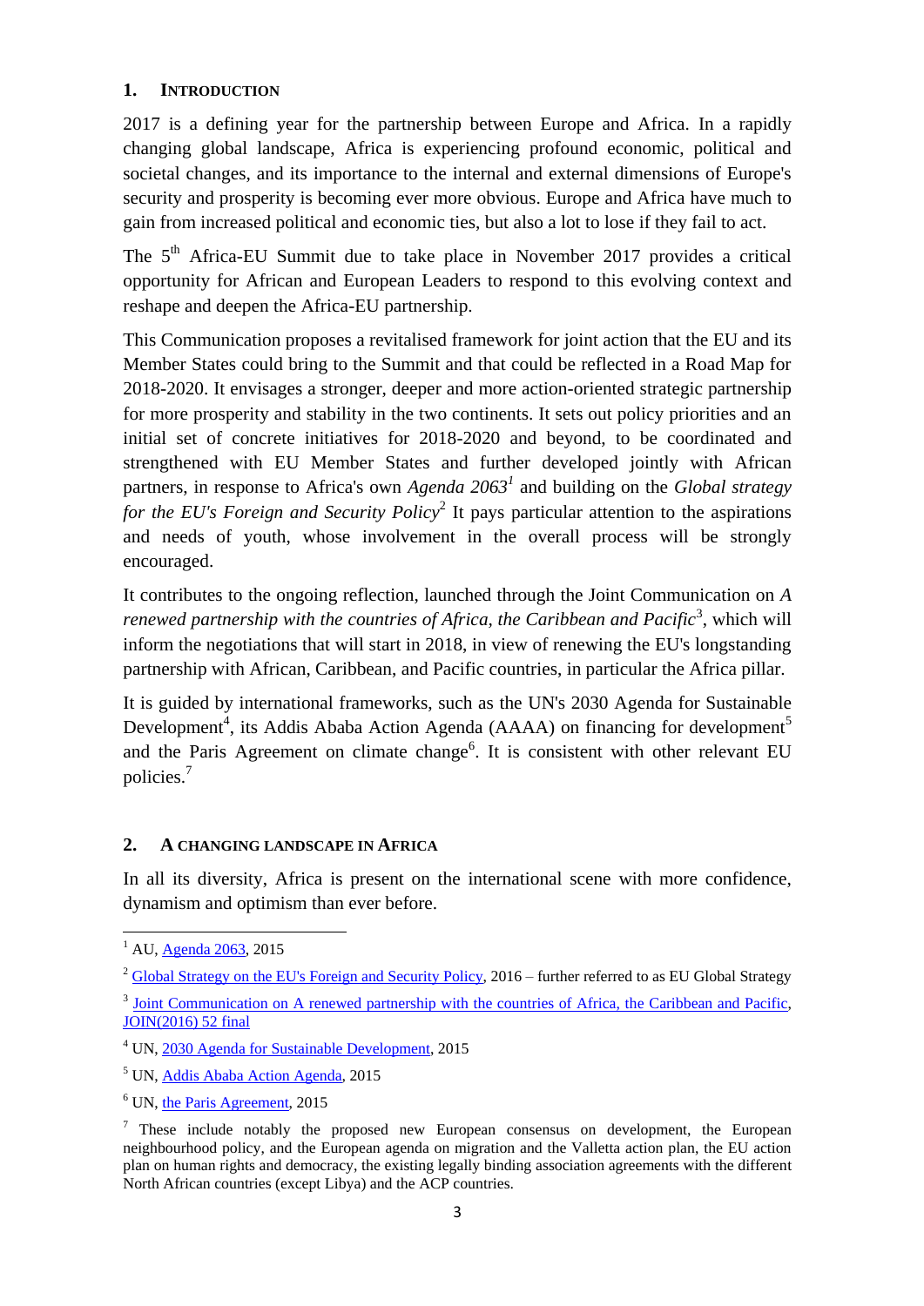## 1. INTRODUCTION

2017 is a defining year for the partnership between Europe and Africa. In a rapidly changing global landscape, Africa is experiencing profound economic, political and societal changes, and its importance to the internal and external dimensions of Europe's security and prosperity is becoming ever more obvious. Europe and Africa have much to gain from increased political and economic ties, but also a lot to lose if they fail to act.

The 5th Africa-EU Summit due to take place in November 2017 provides a critical opportunity for African and European Leaders to respond to this evolving context and reshape and deepen the Africa-EU partnership.

This Communication proposes a revitalised framework for joint action that the EU and its Member States could bring to the Summit and that could be reflected in a Road Map for 2018-2020. It envisages a stronger, deeper and more action-oriented strategic partnership for more prosperity and stability in the two continents. It sets out policy priorities and an initial set of concrete initiatives for 2018-2020 and beyond, to be coordinated and strengthened with EU Member States and further developed jointly with African partners, in response to Africa's own *Agenda 2063*[1] and building on the *Global strategy for the EU's Foreign and Security Policy*[2] It pays particular attention to the aspirations and needs of youth, whose involvement in the overall process will be strongly encouraged.

It contributes to the ongoing reflection, launched through the Joint Communication on *A renewed partnership with the countries of Africa, the Caribbean and Pacific*[3], which will inform the negotiations that will start in 2018, in view of renewing the EU's longstanding partnership with African, Caribbean, and Pacific countries, in particular the Africa pillar.

It is guided by international frameworks, such as the UN's 2030 Agenda for Sustainable Development[4], its Addis Ababa Action Agenda (AAAA) on financing for development[5] and the Paris Agreement on climate change[6]. It is consistent with other relevant EU policies.[7]

## 2. A CHANGING LANDSCAPE IN AFRICA

In all its diversity, Africa is present on the international scene with more confidence, dynamism and optimism than ever before.

---

[1] AU, Agenda 2063, 2015

[2] Global Strategy on the EU's Foreign and Security Policy, 2016 – further referred to as EU Global Strategy

[3] Joint Communication on A renewed partnership with the countries of Africa, the Caribbean and Pacific, JOIN(2016) 52 final

[4] UN, 2030 Agenda for Sustainable Development, 2015

[5] UN, Addis Ababa Action Agenda, 2015

[6] UN, the Paris Agreement, 2015

[7] These include notably the proposed new European consensus on development, the European neighbourhood policy, and the European agenda on migration and the Valletta action plan, the EU action plan on human rights and democracy, the existing legally binding association agreements with the different North African countries (except Libya) and the ACP countries.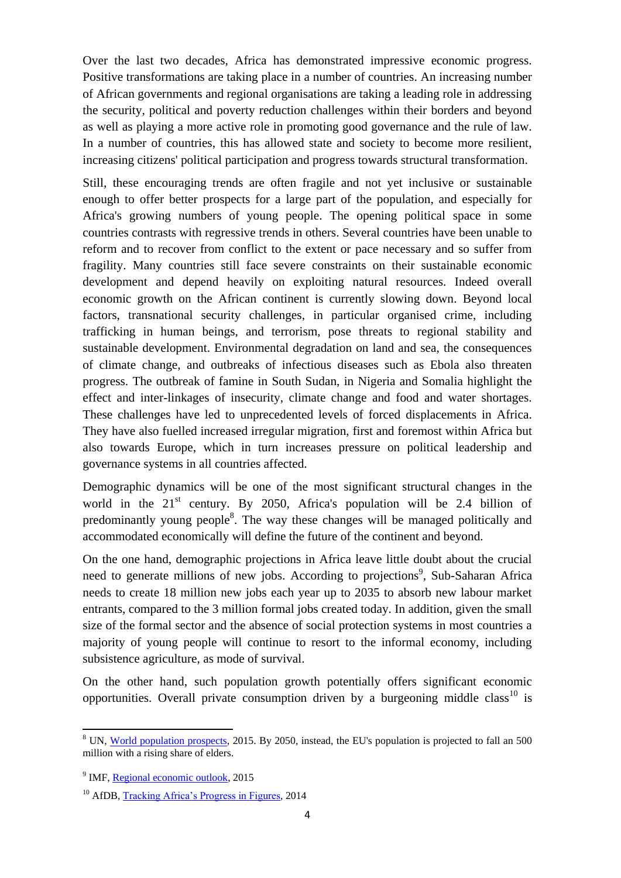Over the last two decades, Africa has demonstrated impressive economic progress. Positive transformations are taking place in a number of countries. An increasing number of African governments and regional organisations are taking a leading role in addressing the security, political and poverty reduction challenges within their borders and beyond as well as playing a more active role in promoting good governance and the rule of law. In a number of countries, this has allowed state and society to become more resilient, increasing citizens' political participation and progress towards structural transformation.

Still, these encouraging trends are often fragile and not yet inclusive or sustainable enough to offer better prospects for a large part of the population, and especially for Africa's growing numbers of young people. The opening political space in some countries contrasts with regressive trends in others. Several countries have been unable to reform and to recover from conflict to the extent or pace necessary and so suffer from fragility. Many countries still face severe constraints on their sustainable economic development and depend heavily on exploiting natural resources. Indeed overall economic growth on the African continent is currently slowing down. Beyond local factors, transnational security challenges, in particular organised crime, including trafficking in human beings, and terrorism, pose threats to regional stability and sustainable development. Environmental degradation on land and sea, the consequences of climate change, and outbreaks of infectious diseases such as Ebola also threaten progress. The outbreak of famine in South Sudan, in Nigeria and Somalia highlight the effect and inter-linkages of insecurity, climate change and food and water shortages. These challenges have led to unprecedented levels of forced displacements in Africa. They have also fuelled increased irregular migration, first and foremost within Africa but also towards Europe, which in turn increases pressure on political leadership and governance systems in all countries affected.

Demographic dynamics will be one of the most significant structural changes in the world in the 21st century. By 2050, Africa's population will be 2.4 billion of predominantly young people[8]. The way these changes will be managed politically and accommodated economically will define the future of the continent and beyond.

On the one hand, demographic projections in Africa leave little doubt about the crucial need to generate millions of new jobs. According to projections[9], Sub-Saharan Africa needs to create 18 million new jobs each year up to 2035 to absorb new labour market entrants, compared to the 3 million formal jobs created today. In addition, given the small size of the formal sector and the absence of social protection systems in most countries a majority of young people will continue to resort to the informal economy, including subsistence agriculture, as mode of survival.

On the other hand, such population growth potentially offers significant economic opportunities. Overall private consumption driven by a burgeoning middle class[10] is

---

[8] UN, World population prospects, 2015. By 2050, instead, the EU's population is projected to fall an 500 million with a rising share of elders.

[9] IMF, Regional economic outlook, 2015

[10] AfDB, Tracking Africa's Progress in Figures, 2014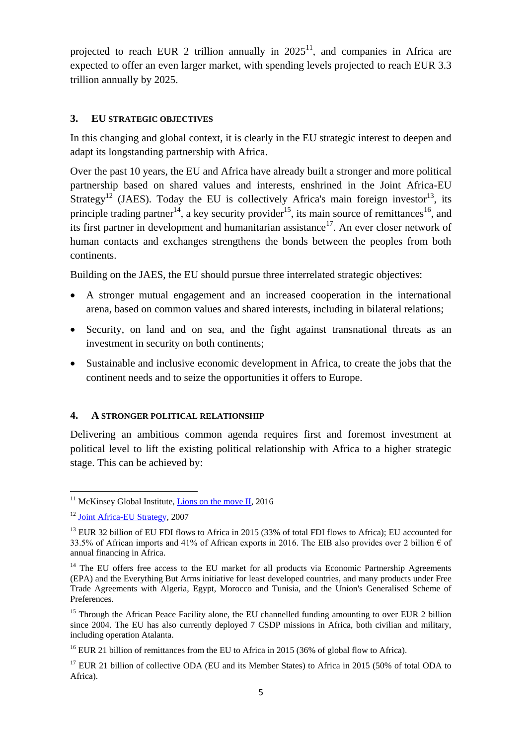projected to reach EUR 2 trillion annually in 2025[11], and companies in Africa are expected to offer an even larger market, with spending levels projected to reach EUR 3.3 trillion annually by 2025.

## 3. EU STRATEGIC OBJECTIVES

In this changing and global context, it is clearly in the EU strategic interest to deepen and adapt its longstanding partnership with Africa.

Over the past 10 years, the EU and Africa have already built a stronger and more political partnership based on shared values and interests, enshrined in the Joint Africa-EU Strategy[12] (JAES). Today the EU is collectively Africa's main foreign investor[13], its principle trading partner[14], a key security provider[15], its main source of remittances[16], and its first partner in development and humanitarian assistance[17]. An ever closer network of human contacts and exchanges strengthens the bonds between the peoples from both continents.

Building on the JAES, the EU should pursue three interrelated strategic objectives:

- A stronger mutual engagement and an increased cooperation in the international arena, based on common values and shared interests, including in bilateral relations;
- Security, on land and on sea, and the fight against transnational threats as an investment in security on both continents;
- Sustainable and inclusive economic development in Africa, to create the jobs that the continent needs and to seize the opportunities it offers to Europe.

## 4. A STRONGER POLITICAL RELATIONSHIP

Delivering an ambitious common agenda requires first and foremost investment at political level to lift the existing political relationship with Africa to a higher strategic stage. This can be achieved by:

---

[11] McKinsey Global Institute, Lions on the move II, 2016

[12] Joint Africa-EU Strategy, 2007

[13] EUR 32 billion of EU FDI flows to Africa in 2015 (33% of total FDI flows to Africa); EU accounted for 33.5% of African imports and 41% of African exports in 2016. The EIB also provides over 2 billion € of annual financing in Africa.

[14] The EU offers free access to the EU market for all products via Economic Partnership Agreements (EPA) and the Everything But Arms initiative for least developed countries, and many products under Free Trade Agreements with Algeria, Egypt, Morocco and Tunisia, and the Union's Generalised Scheme of Preferences.

[15] Through the African Peace Facility alone, the EU channelled funding amounting to over EUR 2 billion since 2004. The EU has also currently deployed 7 CSDP missions in Africa, both civilian and military, including operation Atalanta.

[16] EUR 21 billion of remittances from the EU to Africa in 2015 (36% of global flow to Africa).

[17] EUR 21 billion of collective ODA (EU and its Member States) to Africa in 2015 (50% of total ODA to Africa).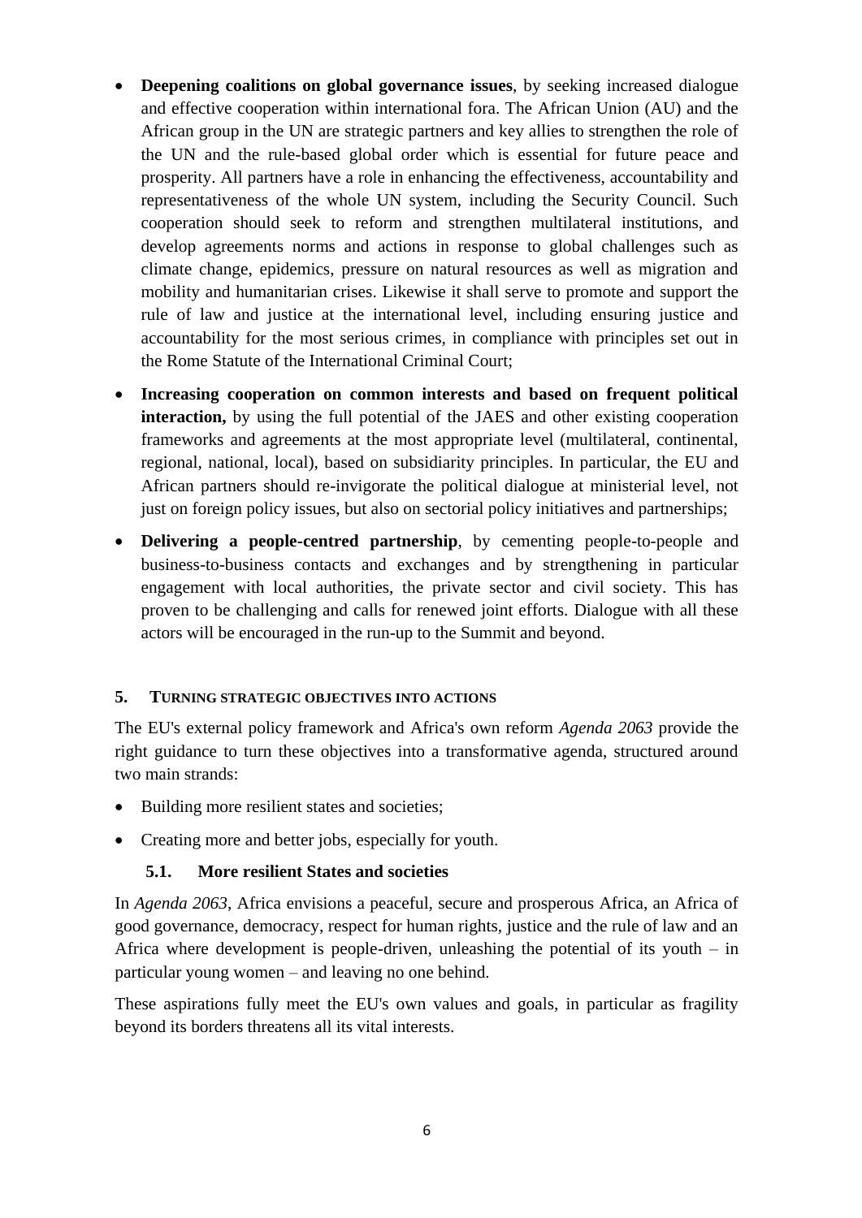- **Deepening coalitions on global governance issues**, by seeking increased dialogue and effective cooperation within international fora. The African Union (AU) and the African group in the UN are strategic partners and key allies to strengthen the role of the UN and the rule-based global order which is essential for future peace and prosperity. All partners have a role in enhancing the effectiveness, accountability and representativeness of the whole UN system, including the Security Council. Such cooperation should seek to reform and strengthen multilateral institutions, and develop agreements norms and actions in response to global challenges such as climate change, epidemics, pressure on natural resources as well as migration and mobility and humanitarian crises. Likewise it shall serve to promote and support the rule of law and justice at the international level, including ensuring justice and accountability for the most serious crimes, in compliance with principles set out in the Rome Statute of the International Criminal Court;
- **Increasing cooperation on common interests and based on frequent political interaction,** by using the full potential of the JAES and other existing cooperation frameworks and agreements at the most appropriate level (multilateral, continental, regional, national, local), based on subsidiarity principles. In particular, the EU and African partners should re-invigorate the political dialogue at ministerial level, not just on foreign policy issues, but also on sectorial policy initiatives and partnerships;
- **Delivering a people-centred partnership**, by cementing people-to-people and business-to-business contacts and exchanges and by strengthening in particular engagement with local authorities, the private sector and civil society. This has proven to be challenging and calls for renewed joint efforts. Dialogue with all these actors will be encouraged in the run-up to the Summit and beyond.

## 5. Turning strategic objectives into actions

The EU's external policy framework and Africa's own reform *Agenda 2063* provide the right guidance to turn these objectives into a transformative agenda, structured around two main strands:

- Building more resilient states and societies;
- Creating more and better jobs, especially for youth.

### 5.1. More resilient States and societies

In *Agenda 2063*, Africa envisions a peaceful, secure and prosperous Africa, an Africa of good governance, democracy, respect for human rights, justice and the rule of law and an Africa where development is people-driven, unleashing the potential of its youth – in particular young women – and leaving no one behind.

These aspirations fully meet the EU's own values and goals, in particular as fragility beyond its borders threatens all its vital interests.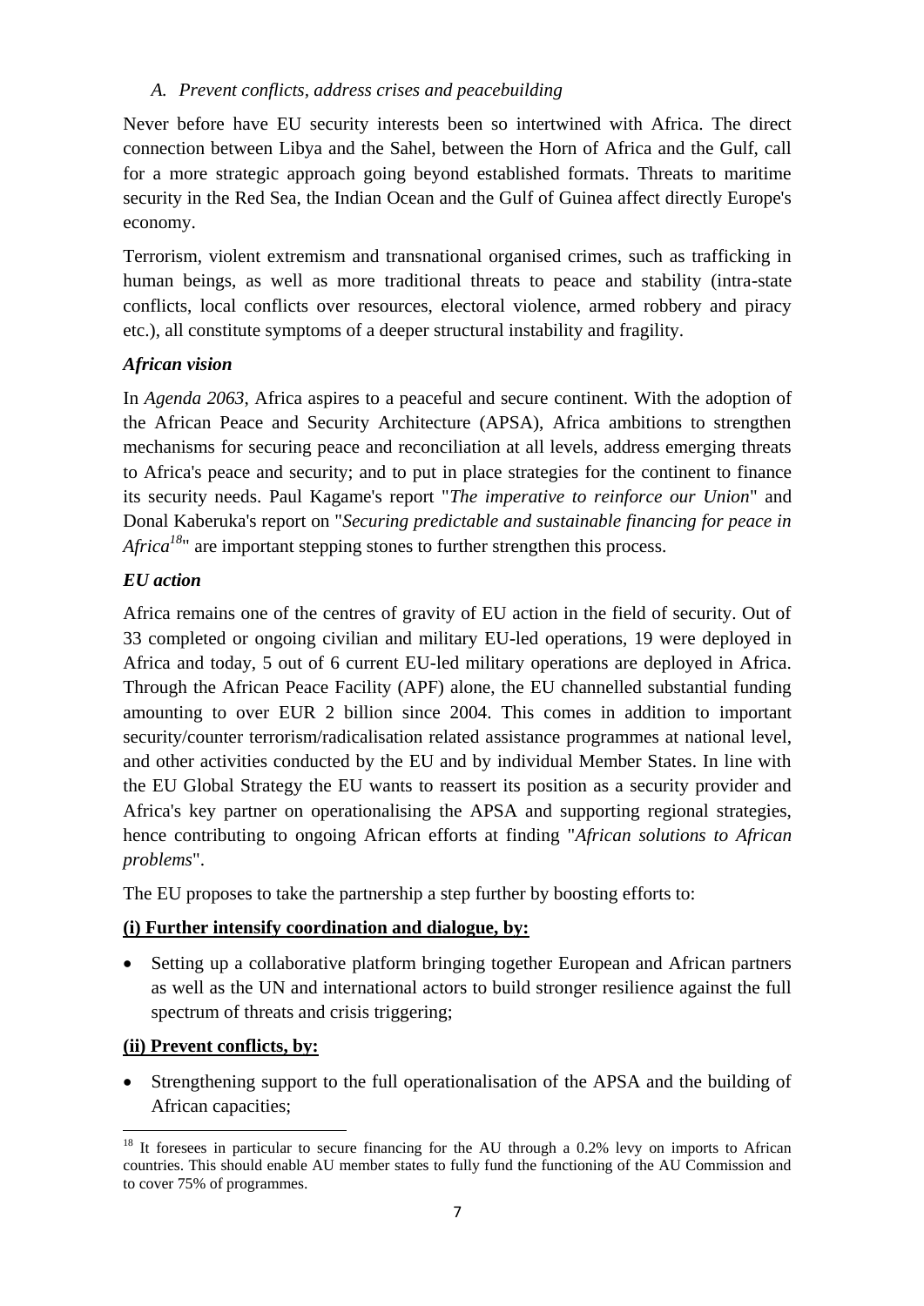### *A. Prevent conflicts, address crises and peacebuilding*

Never before have EU security interests been so intertwined with Africa. The direct connection between Libya and the Sahel, between the Horn of Africa and the Gulf, call for a more strategic approach going beyond established formats. Threats to maritime security in the Red Sea, the Indian Ocean and the Gulf of Guinea affect directly Europe's economy.

Terrorism, violent extremism and transnational organised crimes, such as trafficking in human beings, as well as more traditional threats to peace and stability (intra-state conflicts, local conflicts over resources, electoral violence, armed robbery and piracy etc.), all constitute symptoms of a deeper structural instability and fragility.

***African vision***

In *Agenda 2063*, Africa aspires to a peaceful and secure continent. With the adoption of the African Peace and Security Architecture (APSA), Africa ambitions to strengthen mechanisms for securing peace and reconciliation at all levels, address emerging threats to Africa's peace and security; and to put in place strategies for the continent to finance its security needs. Paul Kagame's report "*The imperative to reinforce our Union*" and Donal Kaberuka's report on "*Securing predictable and sustainable financing for peace in Africa*[18]" are important stepping stones to further strengthen this process.

***EU action***

Africa remains one of the centres of gravity of EU action in the field of security. Out of 33 completed or ongoing civilian and military EU-led operations, 19 were deployed in Africa and today, 5 out of 6 current EU-led military operations are deployed in Africa. Through the African Peace Facility (APF) alone, the EU channelled substantial funding amounting to over EUR 2 billion since 2004. This comes in addition to important security/counter terrorism/radicalisation related assistance programmes at national level, and other activities conducted by the EU and by individual Member States. In line with the EU Global Strategy the EU wants to reassert its position as a security provider and Africa's key partner on operationalising the APSA and supporting regional strategies, hence contributing to ongoing African efforts at finding "*African solutions to African problems*".

The EU proposes to take the partnership a step further by boosting efforts to:

**(i) Further intensify coordination and dialogue, by:**

- Setting up a collaborative platform bringing together European and African partners as well as the UN and international actors to build stronger resilience against the full spectrum of threats and crisis triggering;

**(ii) Prevent conflicts, by:**

- Strengthening support to the full operationalisation of the APSA and the building of African capacities;

---

[18] It foresees in particular to secure financing for the AU through a 0.2% levy on imports to African countries. This should enable AU member states to fully fund the functioning of the AU Commission and to cover 75% of programmes.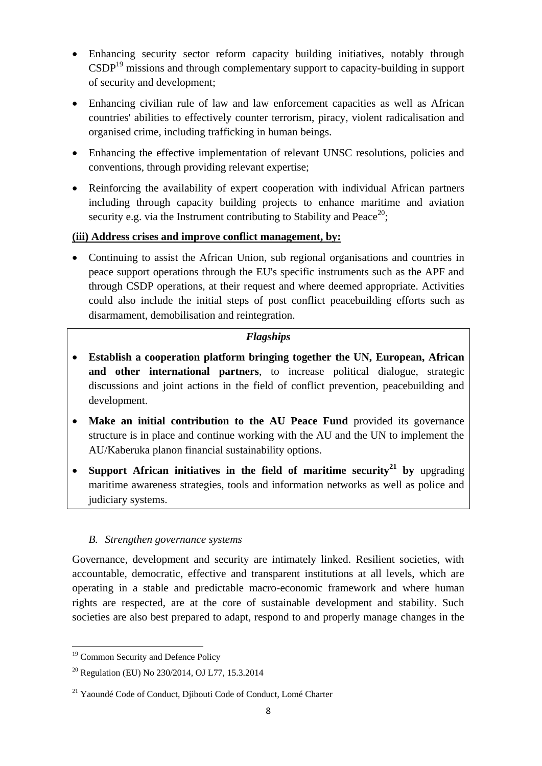- Enhancing security sector reform capacity building initiatives, notably through CSDP[19] missions and through complementary support to capacity-building in support of security and development;
- Enhancing civilian rule of law and law enforcement capacities as well as African countries' abilities to effectively counter terrorism, piracy, violent radicalisation and organised crime, including trafficking in human beings.
- Enhancing the effective implementation of relevant UNSC resolutions, policies and conventions, through providing relevant expertise;
- Reinforcing the availability of expert cooperation with individual African partners including through capacity building projects to enhance maritime and aviation security e.g. via the Instrument contributing to Stability and Peace[20];

**(iii) Address crises and improve conflict management, by:**

- Continuing to assist the African Union, sub regional organisations and countries in peace support operations through the EU's specific instruments such as the APF and through CSDP operations, at their request and where deemed appropriate. Activities could also include the initial steps of post conflict peacebuilding efforts such as disarmament, demobilisation and reintegration.

***Flagships***

- **Establish a cooperation platform bringing together the UN, European, African and other international partners**, to increase political dialogue, strategic discussions and joint actions in the field of conflict prevention, peacebuilding and development.
- **Make an initial contribution to the AU Peace Fund** provided its governance structure is in place and continue working with the AU and the UN to implement the AU/Kaberuka planon financial sustainability options.
- **Support African initiatives in the field of maritime security[21] by** upgrading maritime awareness strategies, tools and information networks as well as police and judiciary systems.

### *B. Strengthen governance systems*

Governance, development and security are intimately linked. Resilient societies, with accountable, democratic, effective and transparent institutions at all levels, which are operating in a stable and predictable macro-economic framework and where human rights are respected, are at the core of sustainable development and stability. Such societies are also best prepared to adapt, respond to and properly manage changes in the

---

[19] Common Security and Defence Policy

[20] Regulation (EU) No 230/2014, OJ L77, 15.3.2014

[21] Yaoundé Code of Conduct, Djibouti Code of Conduct, Lomé Charter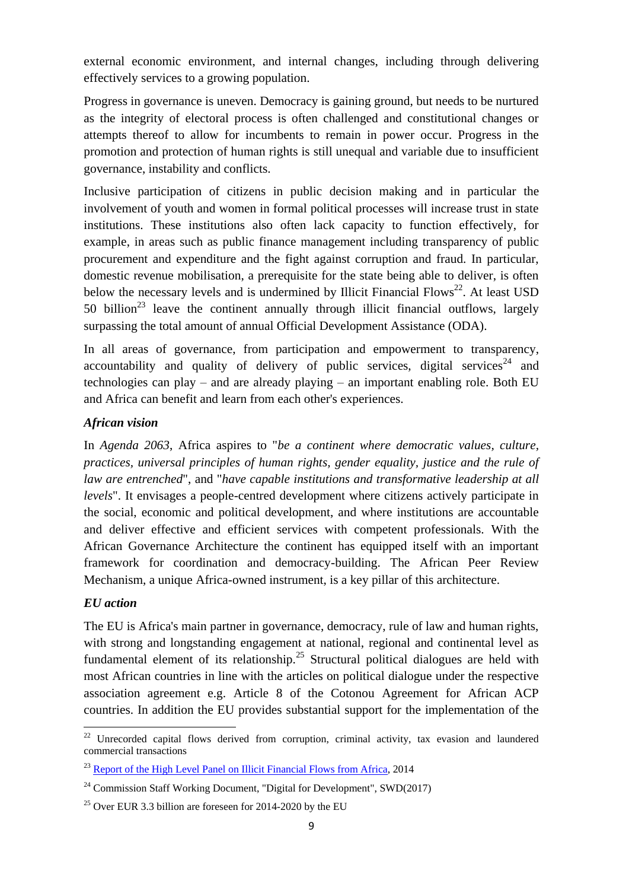external economic environment, and internal changes, including through delivering effectively services to a growing population.

Progress in governance is uneven. Democracy is gaining ground, but needs to be nurtured as the integrity of electoral process is often challenged and constitutional changes or attempts thereof to allow for incumbents to remain in power occur. Progress in the promotion and protection of human rights is still unequal and variable due to insufficient governance, instability and conflicts.

Inclusive participation of citizens in public decision making and in particular the involvement of youth and women in formal political processes will increase trust in state institutions. These institutions also often lack capacity to function effectively, for example, in areas such as public finance management including transparency of public procurement and expenditure and the fight against corruption and fraud. In particular, domestic revenue mobilisation, a prerequisite for the state being able to deliver, is often below the necessary levels and is undermined by Illicit Financial Flows[22]. At least USD 50 billion[23] leave the continent annually through illicit financial outflows, largely surpassing the total amount of annual Official Development Assistance (ODA).

In all areas of governance, from participation and empowerment to transparency, accountability and quality of delivery of public services, digital services[24] and technologies can play – and are already playing – an important enabling role. Both EU and Africa can benefit and learn from each other's experiences.

### *African vision*

In *Agenda 2063*, Africa aspires to "*be a continent where democratic values, culture, practices, universal principles of human rights, gender equality, justice and the rule of law are entrenched*", and "*have capable institutions and transformative leadership at all levels*". It envisages a people-centred development where citizens actively participate in the social, economic and political development, and where institutions are accountable and deliver effective and efficient services with competent professionals. With the African Governance Architecture the continent has equipped itself with an important framework for coordination and democracy-building. The African Peer Review Mechanism, a unique Africa-owned instrument, is a key pillar of this architecture.

### *EU action*

The EU is Africa's main partner in governance, democracy, rule of law and human rights, with strong and longstanding engagement at national, regional and continental level as fundamental element of its relationship.[25] Structural political dialogues are held with most African countries in line with the articles on political dialogue under the respective association agreement e.g. Article 8 of the Cotonou Agreement for African ACP countries. In addition the EU provides substantial support for the implementation of the

---

[22] Unrecorded capital flows derived from corruption, criminal activity, tax evasion and laundered commercial transactions

[23] Report of the High Level Panel on Illicit Financial Flows from Africa, 2014

[24] Commission Staff Working Document, "Digital for Development", SWD(2017)

[25] Over EUR 3.3 billion are foreseen for 2014-2020 by the EU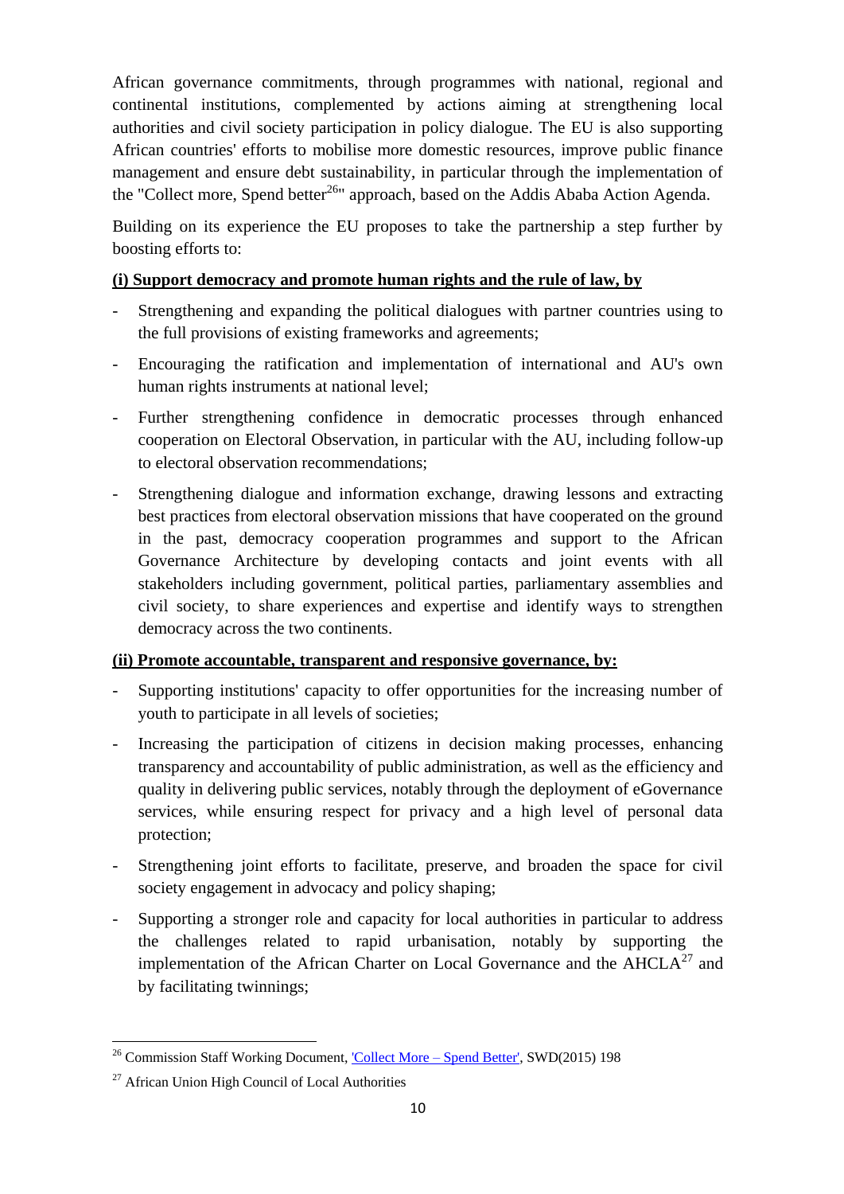African governance commitments, through programmes with national, regional and continental institutions, complemented by actions aiming at strengthening local authorities and civil society participation in policy dialogue. The EU is also supporting African countries' efforts to mobilise more domestic resources, improve public finance management and ensure debt sustainability, in particular through the implementation of the "Collect more, Spend better[26]" approach, based on the Addis Ababa Action Agenda.

Building on its experience the EU proposes to take the partnership a step further by boosting efforts to:

**(i) Support democracy and promote human rights and the rule of law, by**

- Strengthening and expanding the political dialogues with partner countries using to the full provisions of existing frameworks and agreements;
- Encouraging the ratification and implementation of international and AU's own human rights instruments at national level;
- Further strengthening confidence in democratic processes through enhanced cooperation on Electoral Observation, in particular with the AU, including follow-up to electoral observation recommendations;
- Strengthening dialogue and information exchange, drawing lessons and extracting best practices from electoral observation missions that have cooperated on the ground in the past, democracy cooperation programmes and support to the African Governance Architecture by developing contacts and joint events with all stakeholders including government, political parties, parliamentary assemblies and civil society, to share experiences and expertise and identify ways to strengthen democracy across the two continents.

**(ii) Promote accountable, transparent and responsive governance, by:**

- Supporting institutions' capacity to offer opportunities for the increasing number of youth to participate in all levels of societies;
- Increasing the participation of citizens in decision making processes, enhancing transparency and accountability of public administration, as well as the efficiency and quality in delivering public services, notably through the deployment of eGovernance services, while ensuring respect for privacy and a high level of personal data protection;
- Strengthening joint efforts to facilitate, preserve, and broaden the space for civil society engagement in advocacy and policy shaping;
- Supporting a stronger role and capacity for local authorities in particular to address the challenges related to rapid urbanisation, notably by supporting the implementation of the African Charter on Local Governance and the AHCLA[27] and by facilitating twinnings;

---

[26] Commission Staff Working Document, 'Collect More – Spend Better', SWD(2015) 198

[27] African Union High Council of Local Authorities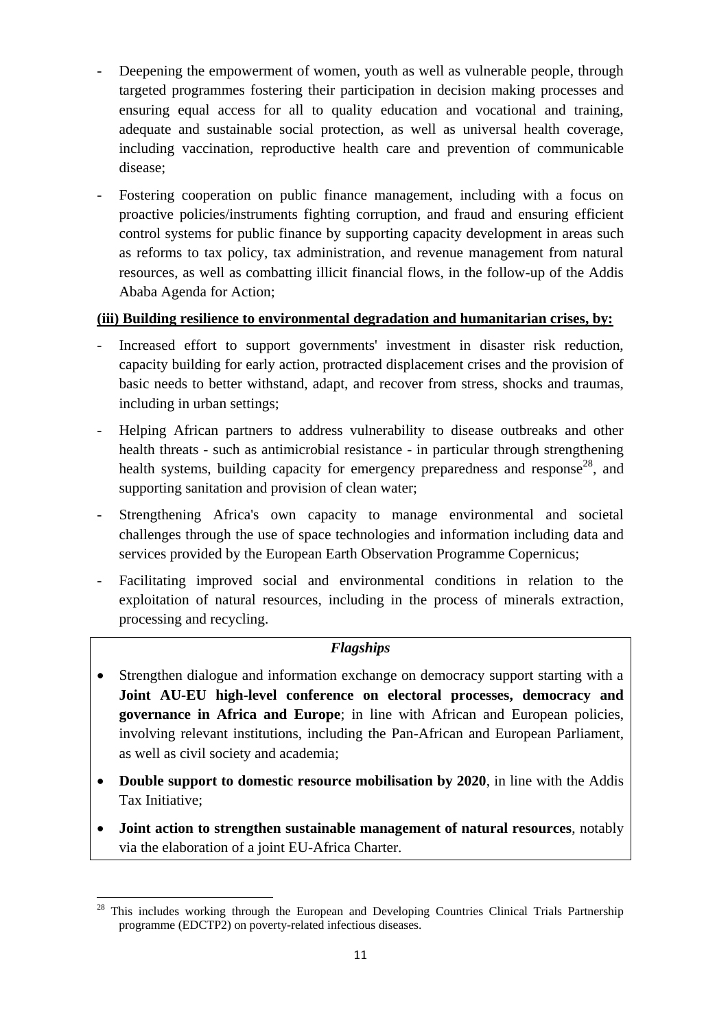- Deepening the empowerment of women, youth as well as vulnerable people, through targeted programmes fostering their participation in decision making processes and ensuring equal access for all to quality education and vocational and training, adequate and sustainable social protection, as well as universal health coverage, including vaccination, reproductive health care and prevention of communicable disease;
- Fostering cooperation on public finance management, including with a focus on proactive policies/instruments fighting corruption, and fraud and ensuring efficient control systems for public finance by supporting capacity development in areas such as reforms to tax policy, tax administration, and revenue management from natural resources, as well as combatting illicit financial flows, in the follow-up of the Addis Ababa Agenda for Action;

**(iii) Building resilience to environmental degradation and humanitarian crises, by:**

- Increased effort to support governments' investment in disaster risk reduction, capacity building for early action, protracted displacement crises and the provision of basic needs to better withstand, adapt, and recover from stress, shocks and traumas, including in urban settings;
- Helping African partners to address vulnerability to disease outbreaks and other health threats - such as antimicrobial resistance - in particular through strengthening health systems, building capacity for emergency preparedness and response[28], and supporting sanitation and provision of clean water;
- Strengthening Africa's own capacity to manage environmental and societal challenges through the use of space technologies and information including data and services provided by the European Earth Observation Programme Copernicus;
- Facilitating improved social and environmental conditions in relation to the exploitation of natural resources, including in the process of minerals extraction, processing and recycling.

***Flagships***

- Strengthen dialogue and information exchange on democracy support starting with a **Joint AU-EU high-level conference on electoral processes, democracy and governance in Africa and Europe**; in line with African and European policies, involving relevant institutions, including the Pan-African and European Parliament, as well as civil society and academia;
- **Double support to domestic resource mobilisation by 2020**, in line with the Addis Tax Initiative;
- **Joint action to strengthen sustainable management of natural resources**, notably via the elaboration of a joint EU-Africa Charter.

---

[28] This includes working through the European and Developing Countries Clinical Trials Partnership programme (EDCTP2) on poverty-related infectious diseases.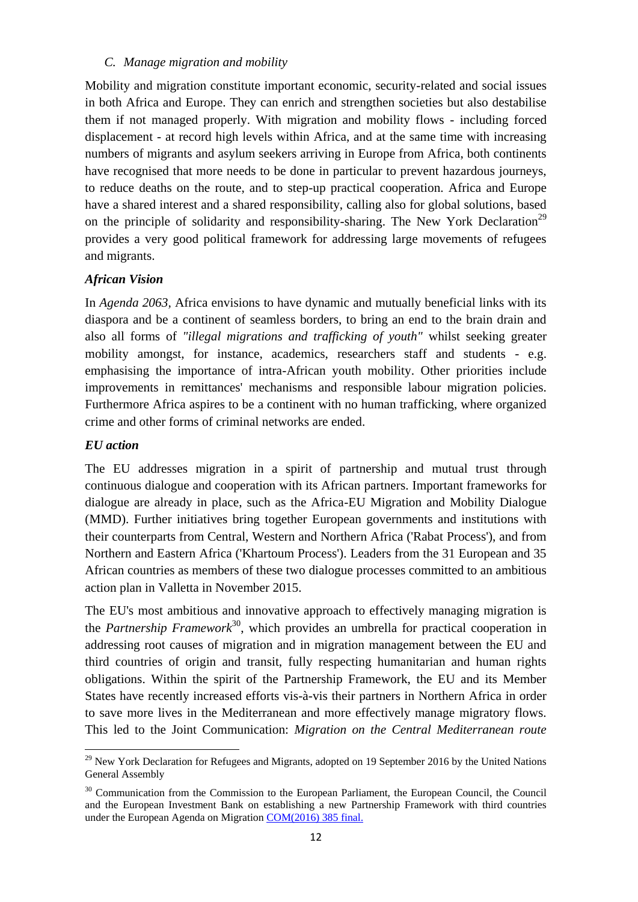### C. *Manage migration and mobility*

Mobility and migration constitute important economic, security-related and social issues in both Africa and Europe. They can enrich and strengthen societies but also destabilise them if not managed properly. With migration and mobility flows - including forced displacement - at record high levels within Africa, and at the same time with increasing numbers of migrants and asylum seekers arriving in Europe from Africa, both continents have recognised that more needs to be done in particular to prevent hazardous journeys, to reduce deaths on the route, and to step-up practical cooperation. Africa and Europe have a shared interest and a shared responsibility, calling also for global solutions, based on the principle of solidarity and responsibility-sharing. The New York Declaration[29] provides a very good political framework for addressing large movements of refugees and migrants.

***African Vision***

In *Agenda 2063*, Africa envisions to have dynamic and mutually beneficial links with its diaspora and be a continent of seamless borders, to bring an end to the brain drain and also all forms of *"illegal migrations and trafficking of youth"* whilst seeking greater mobility amongst, for instance, academics, researchers staff and students - e.g. emphasising the importance of intra-African youth mobility. Other priorities include improvements in remittances' mechanisms and responsible labour migration policies. Furthermore Africa aspires to be a continent with no human trafficking, where organized crime and other forms of criminal networks are ended.

***EU action***

The EU addresses migration in a spirit of partnership and mutual trust through continuous dialogue and cooperation with its African partners. Important frameworks for dialogue are already in place, such as the Africa-EU Migration and Mobility Dialogue (MMD). Further initiatives bring together European governments and institutions with their counterparts from Central, Western and Northern Africa ('Rabat Process'), and from Northern and Eastern Africa ('Khartoum Process'). Leaders from the 31 European and 35 African countries as members of these two dialogue processes committed to an ambitious action plan in Valletta in November 2015.

The EU's most ambitious and innovative approach to effectively managing migration is the *Partnership Framework*[30], which provides an umbrella for practical cooperation in addressing root causes of migration and in migration management between the EU and third countries of origin and transit, fully respecting humanitarian and human rights obligations. Within the spirit of the Partnership Framework, the EU and its Member States have recently increased efforts vis-à-vis their partners in Northern Africa in order to save more lives in the Mediterranean and more effectively manage migratory flows. This led to the Joint Communication: *Migration on the Central Mediterranean route*

---

[29] New York Declaration for Refugees and Migrants, adopted on 19 September 2016 by the United Nations General Assembly

[30] Communication from the Commission to the European Parliament, the European Council, the Council and the European Investment Bank on establishing a new Partnership Framework with third countries under the European Agenda on Migration COM(2016) 385 final.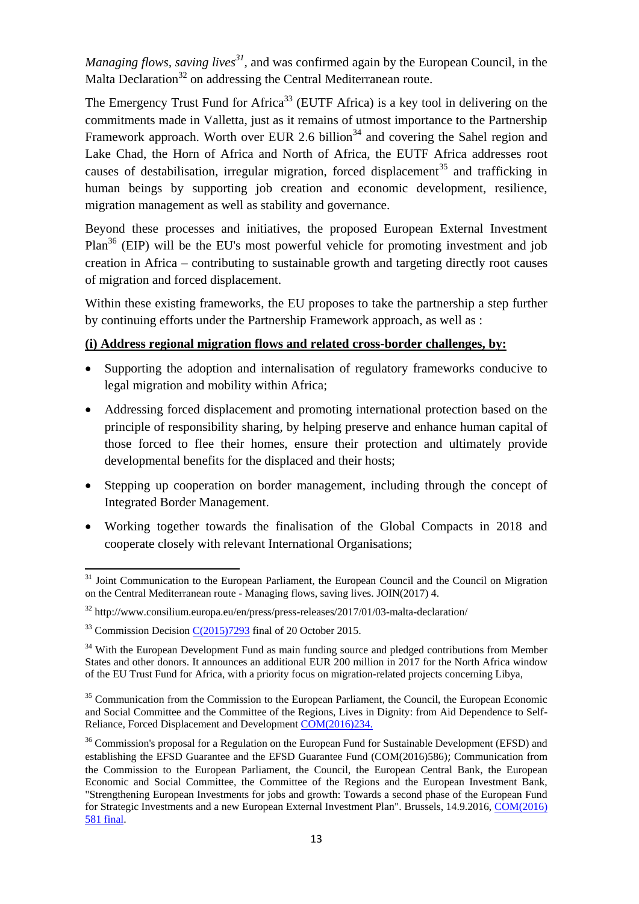*Managing flows, saving lives*[31], and was confirmed again by the European Council, in the Malta Declaration[32] on addressing the Central Mediterranean route.

The Emergency Trust Fund for Africa[33] (EUTF Africa) is a key tool in delivering on the commitments made in Valletta, just as it remains of utmost importance to the Partnership Framework approach. Worth over EUR 2.6 billion[34] and covering the Sahel region and Lake Chad, the Horn of Africa and North of Africa, the EUTF Africa addresses root causes of destabilisation, irregular migration, forced displacement[35] and trafficking in human beings by supporting job creation and economic development, resilience, migration management as well as stability and governance.

Beyond these processes and initiatives, the proposed European External Investment Plan[36] (EIP) will be the EU's most powerful vehicle for promoting investment and job creation in Africa – contributing to sustainable growth and targeting directly root causes of migration and forced displacement.

Within these existing frameworks, the EU proposes to take the partnership a step further by continuing efforts under the Partnership Framework approach, as well as :

**(i) Address regional migration flows and related cross-border challenges, by:**

- Supporting the adoption and internalisation of regulatory frameworks conducive to legal migration and mobility within Africa;
- Addressing forced displacement and promoting international protection based on the principle of responsibility sharing, by helping preserve and enhance human capital of those forced to flee their homes, ensure their protection and ultimately provide developmental benefits for the displaced and their hosts;
- Stepping up cooperation on border management, including through the concept of Integrated Border Management.
- Working together towards the finalisation of the Global Compacts in 2018 and cooperate closely with relevant International Organisations;

---

[31] Joint Communication to the European Parliament, the European Council and the Council on Migration on the Central Mediterranean route - Managing flows, saving lives. JOIN(2017) 4.

[32] http://www.consilium.europa.eu/en/press/press-releases/2017/01/03-malta-declaration/

[33] Commission Decision C(2015)7293 final of 20 October 2015.

[34] With the European Development Fund as main funding source and pledged contributions from Member States and other donors. It announces an additional EUR 200 million in 2017 for the North Africa window of the EU Trust Fund for Africa, with a priority focus on migration-related projects concerning Libya,

[35] Communication from the Commission to the European Parliament, the Council, the European Economic and Social Committee and the Committee of the Regions, Lives in Dignity: from Aid Dependence to Self-Reliance, Forced Displacement and Development COM(2016)234.

[36] Commission's proposal for a Regulation on the European Fund for Sustainable Development (EFSD) and establishing the EFSD Guarantee and the EFSD Guarantee Fund (COM(2016)586); Communication from the Commission to the European Parliament, the Council, the European Central Bank, the European Economic and Social Committee, the Committee of the Regions and the European Investment Bank, "Strengthening European Investments for jobs and growth: Towards a second phase of the European Fund for Strategic Investments and a new European External Investment Plan". Brussels, 14.9.2016, COM(2016) 581 final.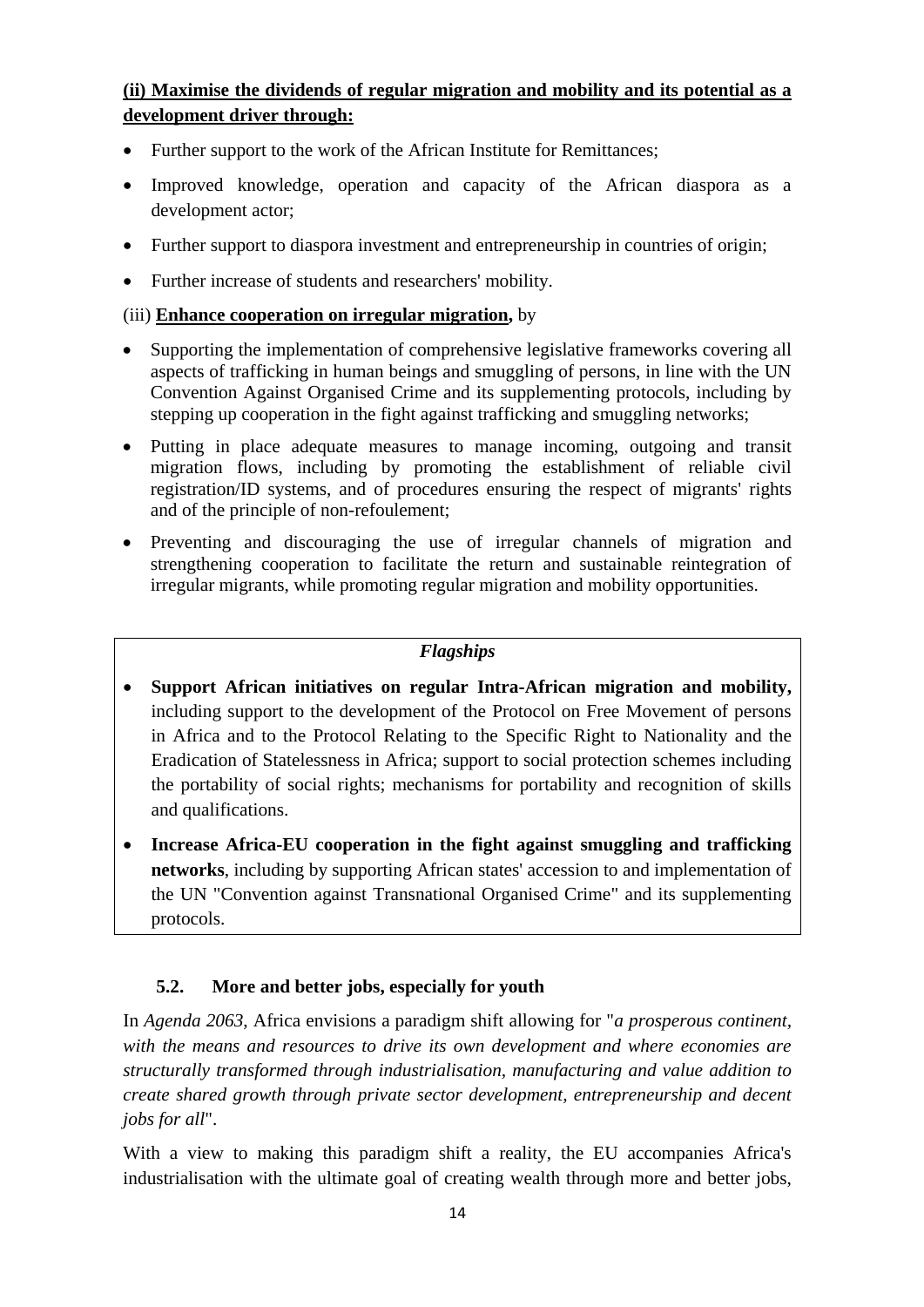**(ii) Maximise the dividends of regular migration and mobility and its potential as a development driver through:**

- Further support to the work of the African Institute for Remittances;
- Improved knowledge, operation and capacity of the African diaspora as a development actor;
- Further support to diaspora investment and entrepreneurship in countries of origin;
- Further increase of students and researchers' mobility.

(iii) **Enhance cooperation on irregular migration,** by

- Supporting the implementation of comprehensive legislative frameworks covering all aspects of trafficking in human beings and smuggling of persons, in line with the UN Convention Against Organised Crime and its supplementing protocols, including by stepping up cooperation in the fight against trafficking and smuggling networks;
- Putting in place adequate measures to manage incoming, outgoing and transit migration flows, including by promoting the establishment of reliable civil registration/ID systems, and of procedures ensuring the respect of migrants' rights and of the principle of non-refoulement;
- Preventing and discouraging the use of irregular channels of migration and strengthening cooperation to facilitate the return and sustainable reintegration of irregular migrants, while promoting regular migration and mobility opportunities.

***Flagships***

- **Support African initiatives on regular Intra-African migration and mobility,** including support to the development of the Protocol on Free Movement of persons in Africa and to the Protocol Relating to the Specific Right to Nationality and the Eradication of Statelessness in Africa; support to social protection schemes including the portability of social rights; mechanisms for portability and recognition of skills and qualifications.
- **Increase Africa-EU cooperation in the fight against smuggling and trafficking networks**, including by supporting African states' accession to and implementation of the UN "Convention against Transnational Organised Crime" and its supplementing protocols.

### 5.2. More and better jobs, especially for youth

In *Agenda 2063*, Africa envisions a paradigm shift allowing for "*a prosperous continent, with the means and resources to drive its own development and where economies are structurally transformed through industrialisation, manufacturing and value addition to create shared growth through private sector development, entrepreneurship and decent jobs for all*".

With a view to making this paradigm shift a reality, the EU accompanies Africa's industrialisation with the ultimate goal of creating wealth through more and better jobs,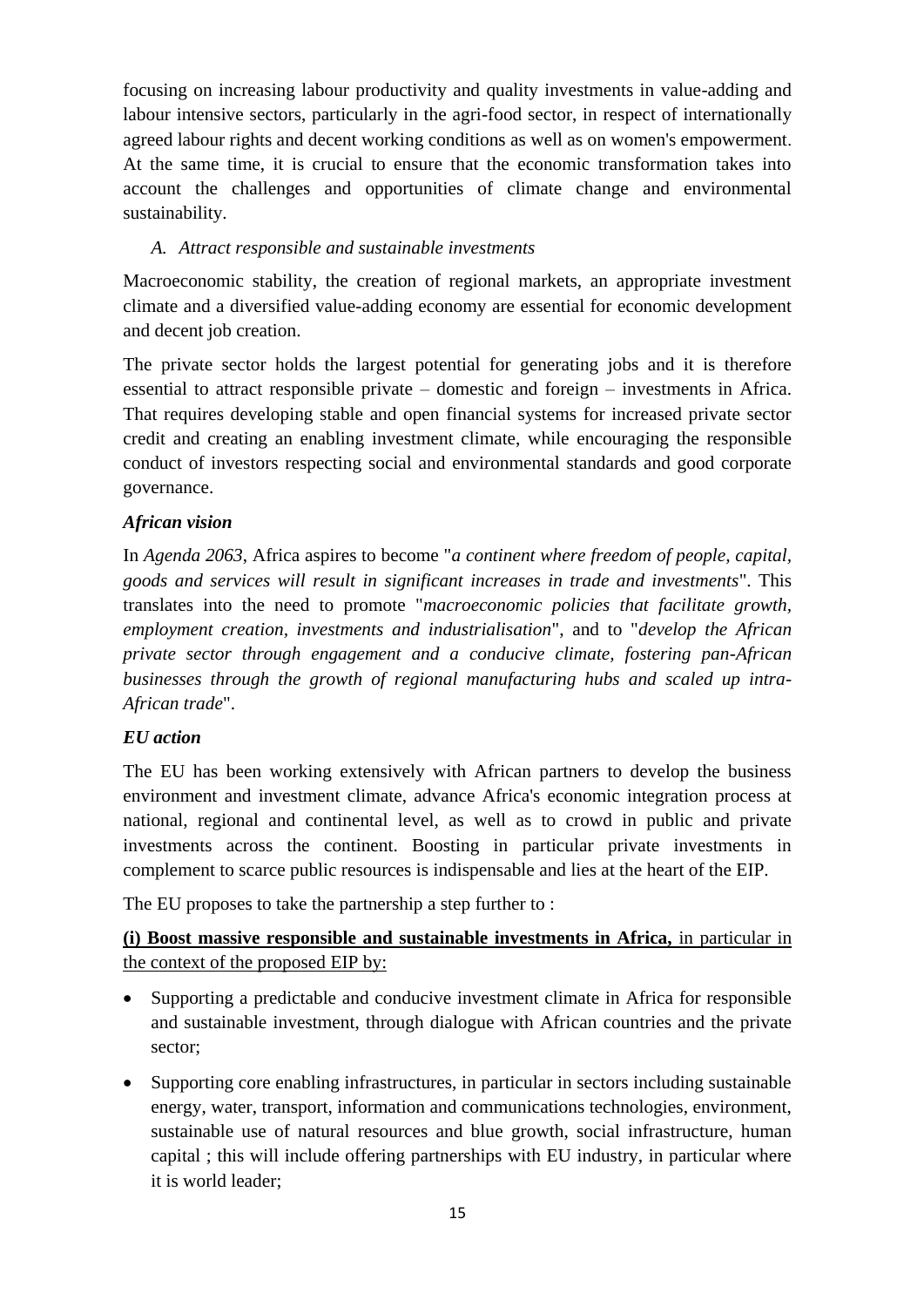focusing on increasing labour productivity and quality investments in value-adding and labour intensive sectors, particularly in the agri-food sector, in respect of internationally agreed labour rights and decent working conditions as well as on women's empowerment. At the same time, it is crucial to ensure that the economic transformation takes into account the challenges and opportunities of climate change and environmental sustainability.

*A. Attract responsible and sustainable investments*

Macroeconomic stability, the creation of regional markets, an appropriate investment climate and a diversified value-adding economy are essential for economic development and decent job creation.

The private sector holds the largest potential for generating jobs and it is therefore essential to attract responsible private – domestic and foreign – investments in Africa. That requires developing stable and open financial systems for increased private sector credit and creating an enabling investment climate, while encouraging the responsible conduct of investors respecting social and environmental standards and good corporate governance.

***African vision***

In *Agenda 2063*, Africa aspires to become "*a continent where freedom of people, capital, goods and services will result in significant increases in trade and investments*". This translates into the need to promote "*macroeconomic policies that facilitate growth, employment creation, investments and industrialisation*", and to "*develop the African private sector through engagement and a conducive climate, fostering pan-African businesses through the growth of regional manufacturing hubs and scaled up intra-African trade*".

***EU action***

The EU has been working extensively with African partners to develop the business environment and investment climate, advance Africa's economic integration process at national, regional and continental level, as well as to crowd in public and private investments across the continent. Boosting in particular private investments in complement to scarce public resources is indispensable and lies at the heart of the EIP.

The EU proposes to take the partnership a step further to :

<u>**(i) Boost massive responsible and sustainable investments in Africa,** in particular in the context of the proposed EIP by:</u>

- Supporting a predictable and conducive investment climate in Africa for responsible and sustainable investment, through dialogue with African countries and the private sector;
- Supporting core enabling infrastructures, in particular in sectors including sustainable energy, water, transport, information and communications technologies, environment, sustainable use of natural resources and blue growth, social infrastructure, human capital ; this will include offering partnerships with EU industry, in particular where it is world leader;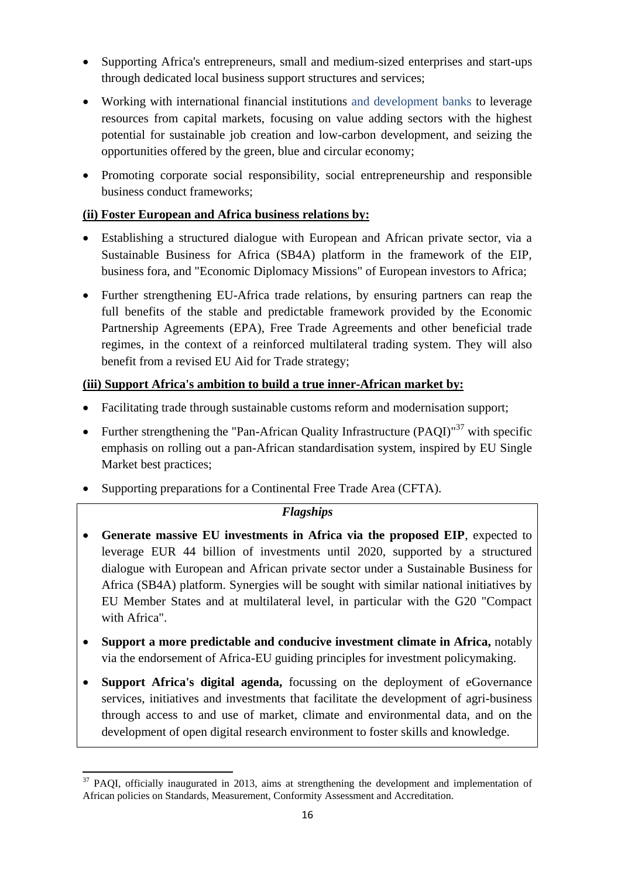- Supporting Africa's entrepreneurs, small and medium-sized enterprises and start-ups through dedicated local business support structures and services;
- Working with international financial institutions and development banks to leverage resources from capital markets, focusing on value adding sectors with the highest potential for sustainable job creation and low-carbon development, and seizing the opportunities offered by the green, blue and circular economy;
- Promoting corporate social responsibility, social entrepreneurship and responsible business conduct frameworks;

**(ii) Foster European and Africa business relations by:**

- Establishing a structured dialogue with European and African private sector, via a Sustainable Business for Africa (SB4A) platform in the framework of the EIP, business fora, and "Economic Diplomacy Missions" of European investors to Africa;
- Further strengthening EU-Africa trade relations, by ensuring partners can reap the full benefits of the stable and predictable framework provided by the Economic Partnership Agreements (EPA), Free Trade Agreements and other beneficial trade regimes, in the context of a reinforced multilateral trading system. They will also benefit from a revised EU Aid for Trade strategy;

**(iii) Support Africa's ambition to build a true inner-African market by:**

- Facilitating trade through sustainable customs reform and modernisation support;
- Further strengthening the "Pan-African Quality Infrastructure (PAQI)"[37] with specific emphasis on rolling out a pan-African standardisation system, inspired by EU Single Market best practices;
- Supporting preparations for a Continental Free Trade Area (CFTA).

***Flagships***

- **Generate massive EU investments in Africa via the proposed EIP**, expected to leverage EUR 44 billion of investments until 2020, supported by a structured dialogue with European and African private sector under a Sustainable Business for Africa (SB4A) platform. Synergies will be sought with similar national initiatives by EU Member States and at multilateral level, in particular with the G20 "Compact with Africa".
- **Support a more predictable and conducive investment climate in Africa,** notably via the endorsement of Africa-EU guiding principles for investment policymaking.
- **Support Africa's digital agenda,** focussing on the deployment of eGovernance services, initiatives and investments that facilitate the development of agri-business through access to and use of market, climate and environmental data, and on the development of open digital research environment to foster skills and knowledge.

[37] PAQI, officially inaugurated in 2013, aims at strengthening the development and implementation of African policies on Standards, Measurement, Conformity Assessment and Accreditation.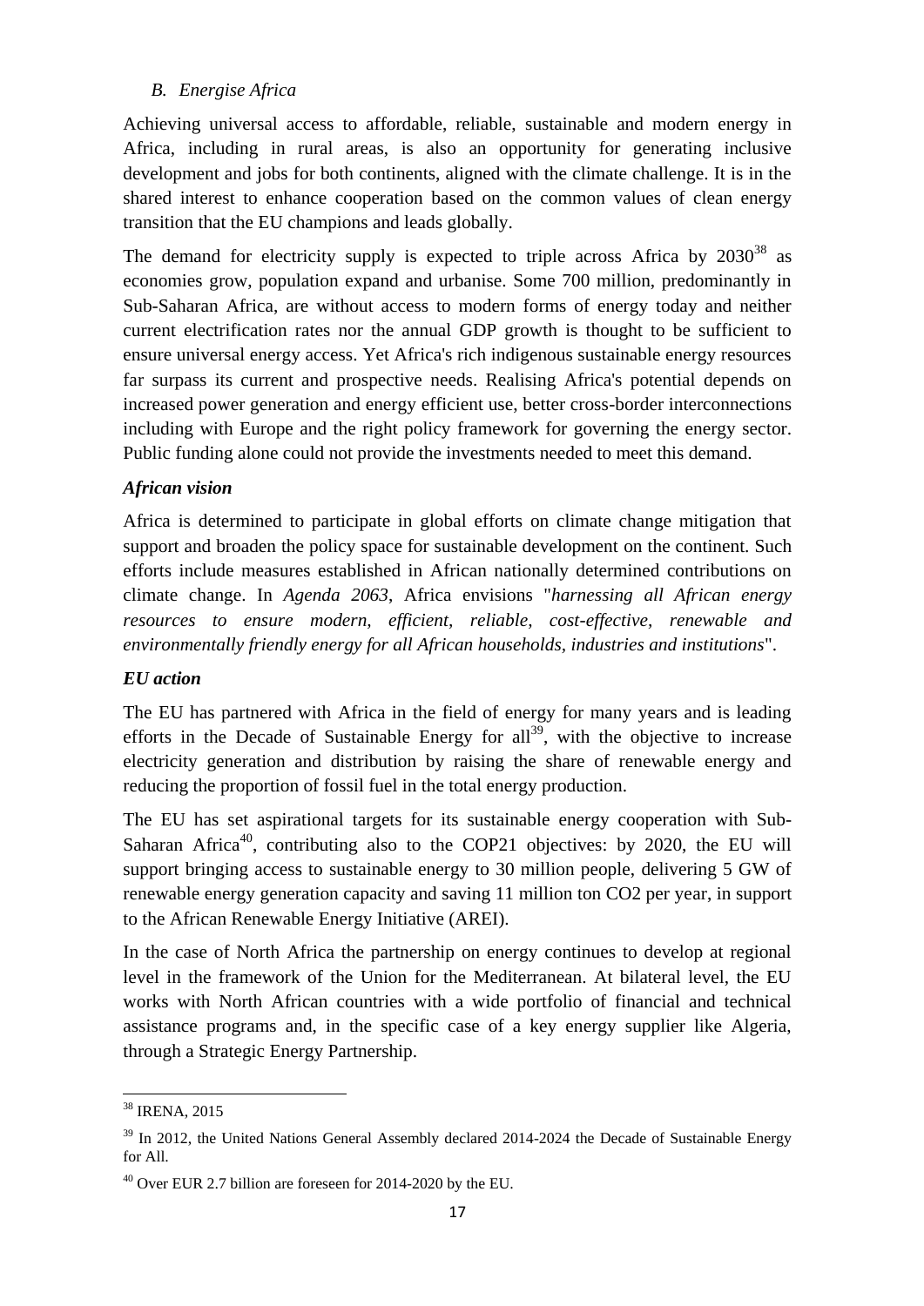### *B. Energise Africa*

Achieving universal access to affordable, reliable, sustainable and modern energy in Africa, including in rural areas, is also an opportunity for generating inclusive development and jobs for both continents, aligned with the climate challenge. It is in the shared interest to enhance cooperation based on the common values of clean energy transition that the EU champions and leads globally.

The demand for electricity supply is expected to triple across Africa by 2030[38] as economies grow, population expand and urbanise. Some 700 million, predominantly in Sub-Saharan Africa, are without access to modern forms of energy today and neither current electrification rates nor the annual GDP growth is thought to be sufficient to ensure universal energy access. Yet Africa's rich indigenous sustainable energy resources far surpass its current and prospective needs. Realising Africa's potential depends on increased power generation and energy efficient use, better cross-border interconnections including with Europe and the right policy framework for governing the energy sector. Public funding alone could not provide the investments needed to meet this demand.

***African vision***

Africa is determined to participate in global efforts on climate change mitigation that support and broaden the policy space for sustainable development on the continent. Such efforts include measures established in African nationally determined contributions on climate change. In *Agenda 2063*, Africa envisions "*harnessing all African energy resources to ensure modern, efficient, reliable, cost-effective, renewable and environmentally friendly energy for all African households, industries and institutions*".

***EU action***

The EU has partnered with Africa in the field of energy for many years and is leading efforts in the Decade of Sustainable Energy for all[39], with the objective to increase electricity generation and distribution by raising the share of renewable energy and reducing the proportion of fossil fuel in the total energy production.

The EU has set aspirational targets for its sustainable energy cooperation with Sub-Saharan Africa[40], contributing also to the COP21 objectives: by 2020, the EU will support bringing access to sustainable energy to 30 million people, delivering 5 GW of renewable energy generation capacity and saving 11 million ton $CO_2$ per year, in support to the African Renewable Energy Initiative (AREI).

In the case of North Africa the partnership on energy continues to develop at regional level in the framework of the Union for the Mediterranean. At bilateral level, the EU works with North African countries with a wide portfolio of financial and technical assistance programs and, in the specific case of a key energy supplier like Algeria, through a Strategic Energy Partnership.

---

[38] IRENA, 2015

[39] In 2012, the United Nations General Assembly declared 2014-2024 the Decade of Sustainable Energy for All.

[40] Over EUR 2.7 billion are foreseen for 2014-2020 by the EU.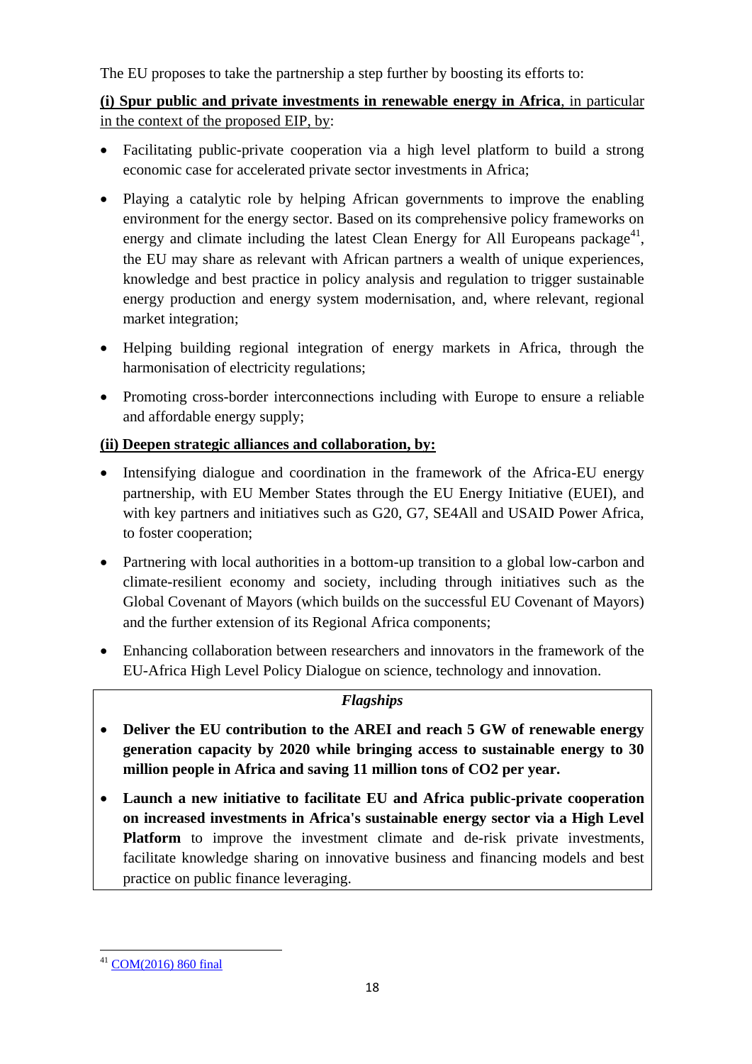The EU proposes to take the partnership a step further by boosting its efforts to:

**(i) Spur public and private investments in renewable energy in Africa**, in particular in the context of the proposed EIP, by:

- Facilitating public-private cooperation via a high level platform to build a strong economic case for accelerated private sector investments in Africa;
- Playing a catalytic role by helping African governments to improve the enabling environment for the energy sector. Based on its comprehensive policy frameworks on energy and climate including the latest Clean Energy for All Europeans package[41], the EU may share as relevant with African partners a wealth of unique experiences, knowledge and best practice in policy analysis and regulation to trigger sustainable energy production and energy system modernisation, and, where relevant, regional market integration;
- Helping building regional integration of energy markets in Africa, through the harmonisation of electricity regulations;
- Promoting cross-border interconnections including with Europe to ensure a reliable and affordable energy supply;

**(ii) Deepen strategic alliances and collaboration, by:**

- Intensifying dialogue and coordination in the framework of the Africa-EU energy partnership, with EU Member States through the EU Energy Initiative (EUEI), and with key partners and initiatives such as G20, G7, SE4All and USAID Power Africa, to foster cooperation;
- Partnering with local authorities in a bottom-up transition to a global low-carbon and climate-resilient economy and society, including through initiatives such as the Global Covenant of Mayors (which builds on the successful EU Covenant of Mayors) and the further extension of its Regional Africa components;
- Enhancing collaboration between researchers and innovators in the framework of the EU-Africa High Level Policy Dialogue on science, technology and innovation.

***Flagships***

- **Deliver the EU contribution to the AREI and reach 5 GW of renewable energy generation capacity by 2020 while bringing access to sustainable energy to 30 million people in Africa and saving 11 million tons of $CO_2$ per year.**
- **Launch a new initiative to facilitate EU and Africa public-private cooperation on increased investments in Africa's sustainable energy sector via a High Level Platform** to improve the investment climate and de-risk private investments, facilitate knowledge sharing on innovative business and financing models and best practice on public finance leveraging.

---

[41] COM(2016) 860 final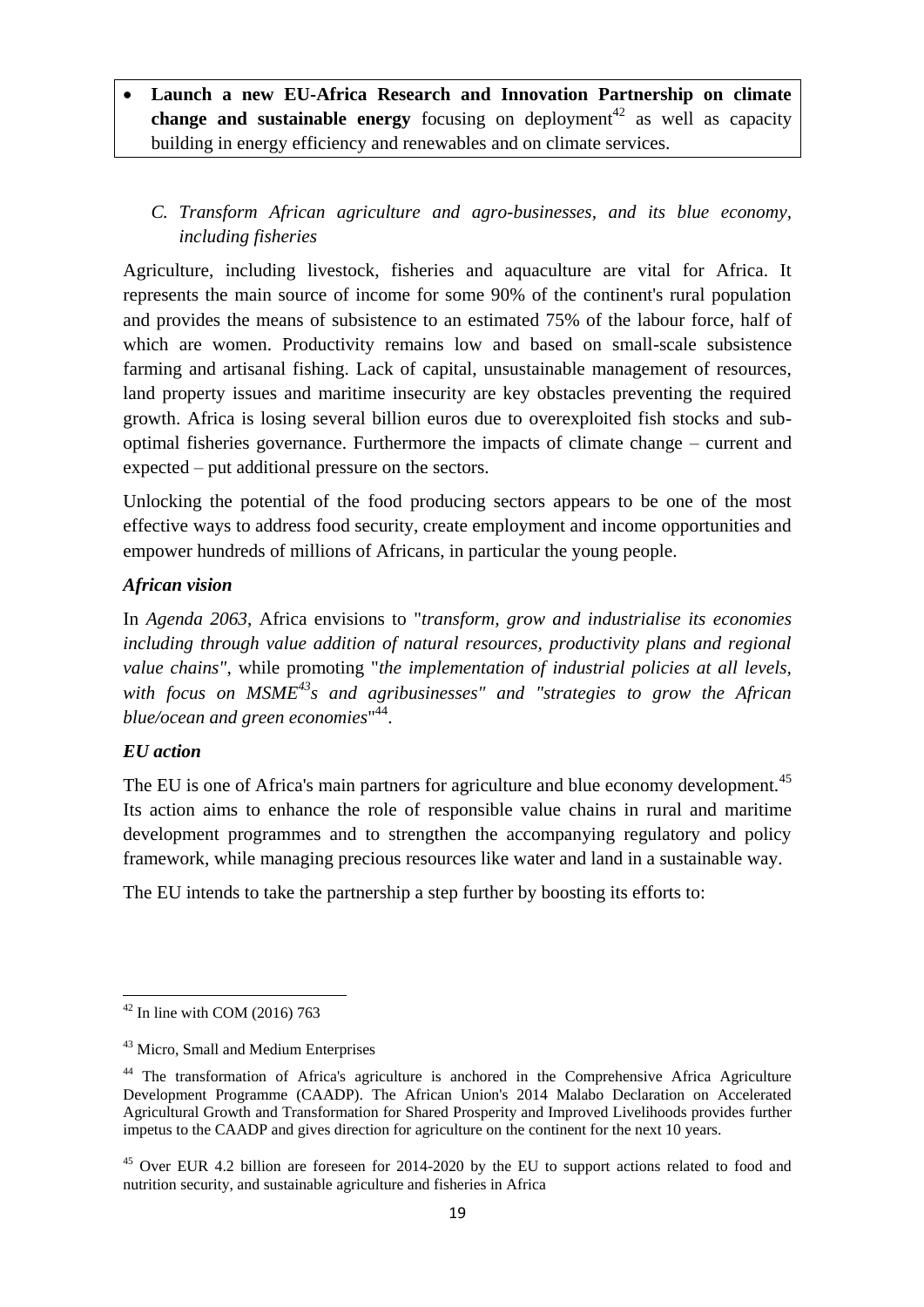- **Launch a new EU-Africa Research and Innovation Partnership on climate change and sustainable energy** focusing on deployment[42] as well as capacity building in energy efficiency and renewables and on climate services.

### *C. Transform African agriculture and agro-businesses, and its blue economy, including fisheries*

Agriculture, including livestock, fisheries and aquaculture are vital for Africa. It represents the main source of income for some 90% of the continent's rural population and provides the means of subsistence to an estimated 75% of the labour force, half of which are women. Productivity remains low and based on small-scale subsistence farming and artisanal fishing. Lack of capital, unsustainable management of resources, land property issues and maritime insecurity are key obstacles preventing the required growth. Africa is losing several billion euros due to overexploited fish stocks and sub-optimal fisheries governance. Furthermore the impacts of climate change – current and expected – put additional pressure on the sectors.

Unlocking the potential of the food producing sectors appears to be one of the most effective ways to address food security, create employment and income opportunities and empower hundreds of millions of Africans, in particular the young people.

#### *African vision*

In *Agenda 2063*, Africa envisions to "*transform, grow and industrialise its economies including through value addition of natural resources, productivity plans and regional value chains"*, while promoting "*the implementation of industrial policies at all levels, with focus on MSME[43]s and agribusinesses" and "strategies to grow the African blue/ocean and green economies*"[44].

#### *EU action*

The EU is one of Africa's main partners for agriculture and blue economy development.[45] Its action aims to enhance the role of responsible value chains in rural and maritime development programmes and to strengthen the accompanying regulatory and policy framework, while managing precious resources like water and land in a sustainable way.

The EU intends to take the partnership a step further by boosting its efforts to:

---

[42] In line with COM (2016) 763

[43] Micro, Small and Medium Enterprises

[44] The transformation of Africa's agriculture is anchored in the Comprehensive Africa Agriculture Development Programme (CAADP). The African Union's 2014 Malabo Declaration on Accelerated Agricultural Growth and Transformation for Shared Prosperity and Improved Livelihoods provides further impetus to the CAADP and gives direction for agriculture on the continent for the next 10 years.

[45] Over EUR 4.2 billion are foreseen for 2014-2020 by the EU to support actions related to food and nutrition security, and sustainable agriculture and fisheries in Africa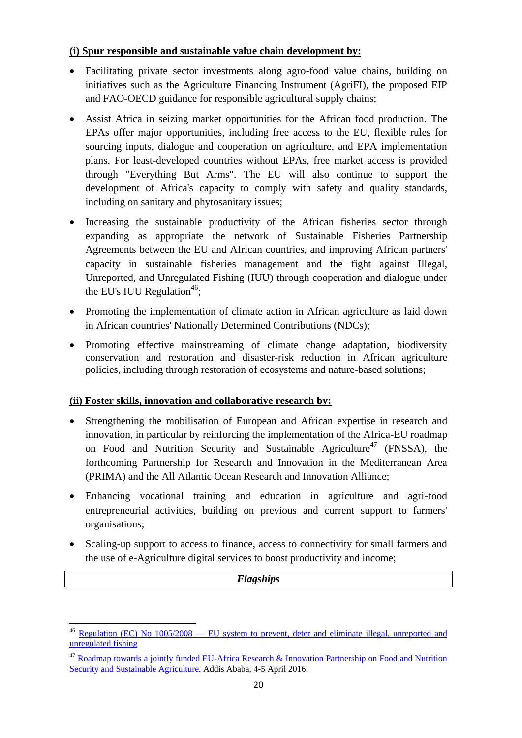**(i) Spur responsible and sustainable value chain development by:**

- Facilitating private sector investments along agro-food value chains, building on initiatives such as the Agriculture Financing Instrument (AgriFI), the proposed EIP and FAO-OECD guidance for responsible agricultural supply chains;
- Assist Africa in seizing market opportunities for the African food production. The EPAs offer major opportunities, including free access to the EU, flexible rules for sourcing inputs, dialogue and cooperation on agriculture, and EPA implementation plans. For least-developed countries without EPAs, free market access is provided through "Everything But Arms". The EU will also continue to support the development of Africa's capacity to comply with safety and quality standards, including on sanitary and phytosanitary issues;
- Increasing the sustainable productivity of the African fisheries sector through expanding as appropriate the network of Sustainable Fisheries Partnership Agreements between the EU and African countries, and improving African partners' capacity in sustainable fisheries management and the fight against Illegal, Unreported, and Unregulated Fishing (IUU) through cooperation and dialogue under the EU's IUU Regulation[46];
- Promoting the implementation of climate action in African agriculture as laid down in African countries' Nationally Determined Contributions (NDCs);
- Promoting effective mainstreaming of climate change adaptation, biodiversity conservation and restoration and disaster-risk reduction in African agriculture policies, including through restoration of ecosystems and nature-based solutions;

**(ii) Foster skills, innovation and collaborative research by:**

- Strengthening the mobilisation of European and African expertise in research and innovation, in particular by reinforcing the implementation of the Africa-EU roadmap on Food and Nutrition Security and Sustainable Agriculture[47] (FNSSA), the forthcoming Partnership for Research and Innovation in the Mediterranean Area (PRIMA) and the All Atlantic Ocean Research and Innovation Alliance;
- Enhancing vocational training and education in agriculture and agri-food entrepreneurial activities, building on previous and current support to farmers' organisations;
- Scaling-up support to access to finance, access to connectivity for small farmers and the use of e-Agriculture digital services to boost productivity and income;

| ***Flagships*** |
|---|

[46] Regulation (EC) No 1005/2008 — EU system to prevent, deter and eliminate illegal, unreported and unregulated fishing

[47] Roadmap towards a jointly funded EU-Africa Research & Innovation Partnership on Food and Nutrition Security and Sustainable Agriculture. Addis Ababa, 4-5 April 2016.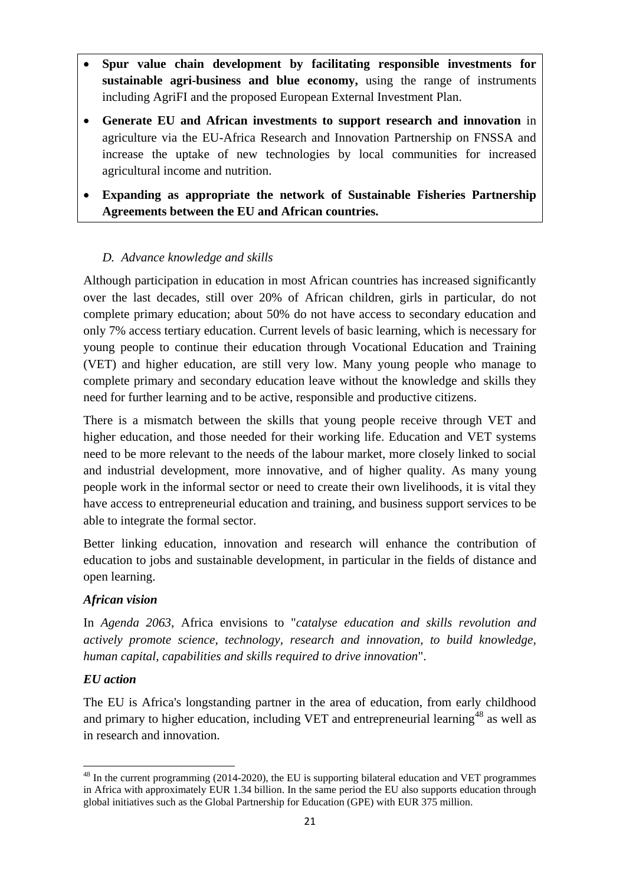- **Spur value chain development by facilitating responsible investments for sustainable agri-business and blue economy,** using the range of instruments including AgriFI and the proposed European External Investment Plan.
- **Generate EU and African investments to support research and innovation** in agriculture via the EU-Africa Research and Innovation Partnership on FNSSA and increase the uptake of new technologies by local communities for increased agricultural income and nutrition.
- **Expanding as appropriate the network of Sustainable Fisheries Partnership Agreements between the EU and African countries.**

### *D. Advance knowledge and skills*

Although participation in education in most African countries has increased significantly over the last decades, still over 20% of African children, girls in particular, do not complete primary education; about 50% do not have access to secondary education and only 7% access tertiary education. Current levels of basic learning, which is necessary for young people to continue their education through Vocational Education and Training (VET) and higher education, are still very low. Many young people who manage to complete primary and secondary education leave without the knowledge and skills they need for further learning and to be active, responsible and productive citizens.

There is a mismatch between the skills that young people receive through VET and higher education, and those needed for their working life. Education and VET systems need to be more relevant to the needs of the labour market, more closely linked to social and industrial development, more innovative, and of higher quality. As many young people work in the informal sector or need to create their own livelihoods, it is vital they have access to entrepreneurial education and training, and business support services to be able to integrate the formal sector.

Better linking education, innovation and research will enhance the contribution of education to jobs and sustainable development, in particular in the fields of distance and open learning.

#### *African vision*

In *Agenda 2063*, Africa envisions to "*catalyse education and skills revolution and actively promote science, technology, research and innovation, to build knowledge, human capital, capabilities and skills required to drive innovation*".

#### *EU action*

The EU is Africa's longstanding partner in the area of education, from early childhood and primary to higher education, including VET and entrepreneurial learning[48] as well as in research and innovation.

[48] In the current programming (2014-2020), the EU is supporting bilateral education and VET programmes in Africa with approximately EUR 1.34 billion. In the same period the EU also supports education through global initiatives such as the Global Partnership for Education (GPE) with EUR 375 million.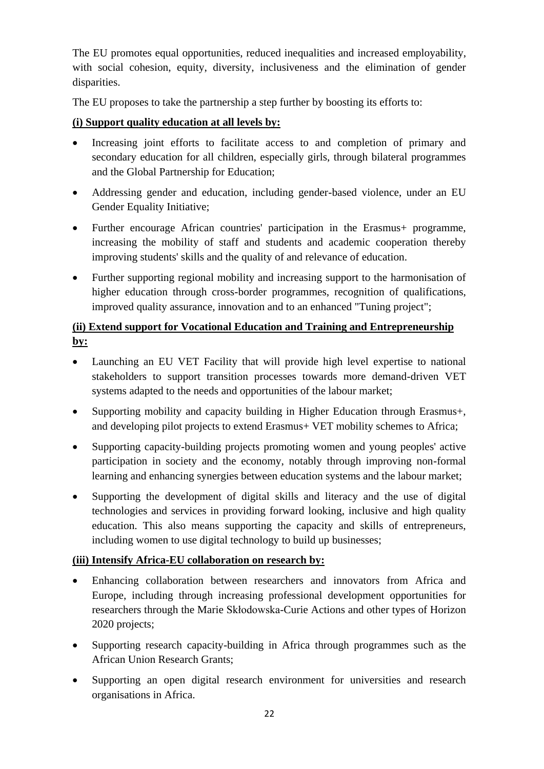The EU promotes equal opportunities, reduced inequalities and increased employability, with social cohesion, equity, diversity, inclusiveness and the elimination of gender disparities.

The EU proposes to take the partnership a step further by boosting its efforts to:

**(i) Support quality education at all levels by:**

- Increasing joint efforts to facilitate access to and completion of primary and secondary education for all children, especially girls, through bilateral programmes and the Global Partnership for Education;
- Addressing gender and education, including gender-based violence, under an EU Gender Equality Initiative;
- Further encourage African countries' participation in the Erasmus+ programme, increasing the mobility of staff and students and academic cooperation thereby improving students' skills and the quality of and relevance of education.
- Further supporting regional mobility and increasing support to the harmonisation of higher education through cross-border programmes, recognition of qualifications, improved quality assurance, innovation and to an enhanced "Tuning project";

**(ii) Extend support for Vocational Education and Training and Entrepreneurship by:**

- Launching an EU VET Facility that will provide high level expertise to national stakeholders to support transition processes towards more demand-driven VET systems adapted to the needs and opportunities of the labour market;
- Supporting mobility and capacity building in Higher Education through Erasmus+, and developing pilot projects to extend Erasmus+ VET mobility schemes to Africa;
- Supporting capacity-building projects promoting women and young peoples' active participation in society and the economy, notably through improving non-formal learning and enhancing synergies between education systems and the labour market;
- Supporting the development of digital skills and literacy and the use of digital technologies and services in providing forward looking, inclusive and high quality education. This also means supporting the capacity and skills of entrepreneurs, including women to use digital technology to build up businesses;

**(iii) Intensify Africa-EU collaboration on research by:**

- Enhancing collaboration between researchers and innovators from Africa and Europe, including through increasing professional development opportunities for researchers through the Marie Skłodowska-Curie Actions and other types of Horizon 2020 projects;
- Supporting research capacity-building in Africa through programmes such as the African Union Research Grants;
- Supporting an open digital research environment for universities and research organisations in Africa.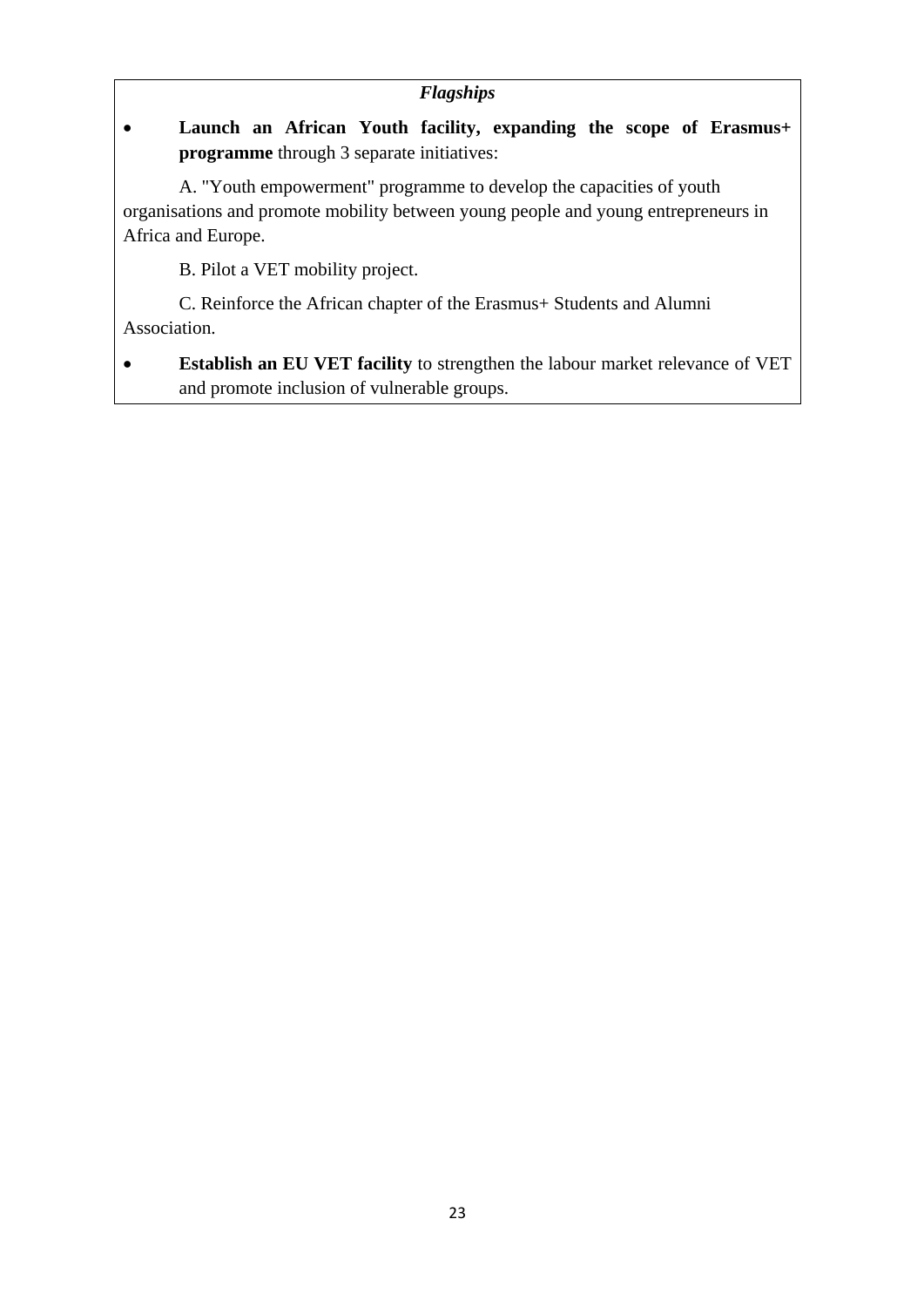***Flagships***

- **Launch an African Youth facility, expanding the scope of Erasmus+ programme** through 3 separate initiatives:

  A. "Youth empowerment" programme to develop the capacities of youth organisations and promote mobility between young people and young entrepreneurs in Africa and Europe.

  B. Pilot a VET mobility project.

  C. Reinforce the African chapter of the Erasmus+ Students and Alumni Association.

- **Establish an EU VET facility** to strengthen the labour market relevance of VET and promote inclusion of vulnerable groups.